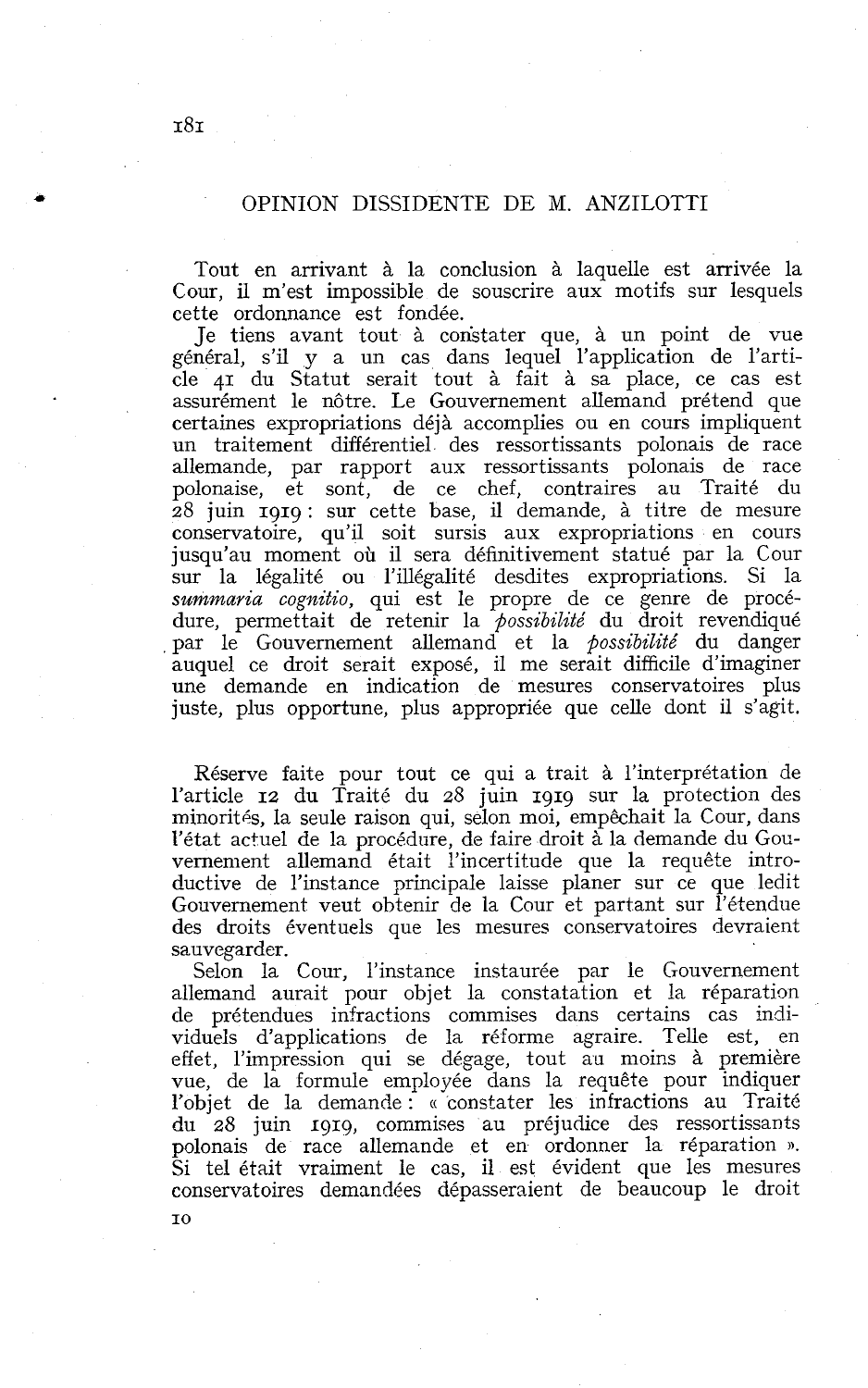# OPINION DISSIDENTE DE M. ANZILOTTI

Tout en arrivant à la conclusion à laquelle est arrivée la Cour, il m'est impossible de souscrire aux motifs sur lesquels cette ordonnance est fondée.

Je tiens avant tout à constater que, à un point de vue général, s'il y a un cas dans lequel l'application de l'article 41 du Statut serait tout à fait à sa place, ce cas est assurément le nôtre. Le Gouvernement allemand prétend que certaines expropriations déjà accomplies ou en cours impliquent un traitement différentiel des ressortissants polonais de race allemande, par rapport aux ressortissants polonais de race polonaise, et sont, de ce chef, contraires au Traité du 28 juin 1919 : sur cette base, il demande, à titre de mesure conservatoire, qu'il soit sursis aux expropriations en cours jusqu'au moment où il sera définitivement statué par la Cour sur la légalité ou l'illégalité desdites expropriations. Si la *summaria cognitio*, qui est le propre de ce genre de procédure, permettait de retenir la *possibilité* du droit revendiqué par le Gouvernement allemand et la *possibilité* du danger auquel ce droit serait exposé, il me serait difficile d'imaginer une demande en indication de mesures conservatoires plus juste, plus opportune, plus appropriée que celle dont il s'agit.

Réserve faite pour tout ce qui a trait à l'interprétation de l'article 12 du Traité du 28 juin 1919 sur la protection des minorités, la seule raison qui, selon moi, empêchait la Cour, dans l'état actuel de la procédure, de faire droit à la demande du Gouvernement allemand était l'incertitude que la requête introductive de l'instance principale laisse planer sur ce que ledit Gouvernement veut obtenir de la Cour et partant sur l'étendue des droits éventuels que les mesures conservatoires devraient sauvegarder.

Selon la Cour, l'instance instaurée par le Gouvernement allemand aurait pour objet la constatation et la réparation de prétendues infractions commises dans certains cas individuels d'applications de la réforme agraire. Telle est, en effet, l'impression qui se dégage, tout au moins à première vue, de la formule employée dans la requête pour indiquer l'objet de la demande : « constater les infractions au Traité du 28 juin 1919, commises au préjudice des ressortissants polonais de race allemande et en ordonner la réparation ». Si tel était vraiment le cas, il est évident que les mesures conservatoires demandées dépasseraient de beaucoup le droit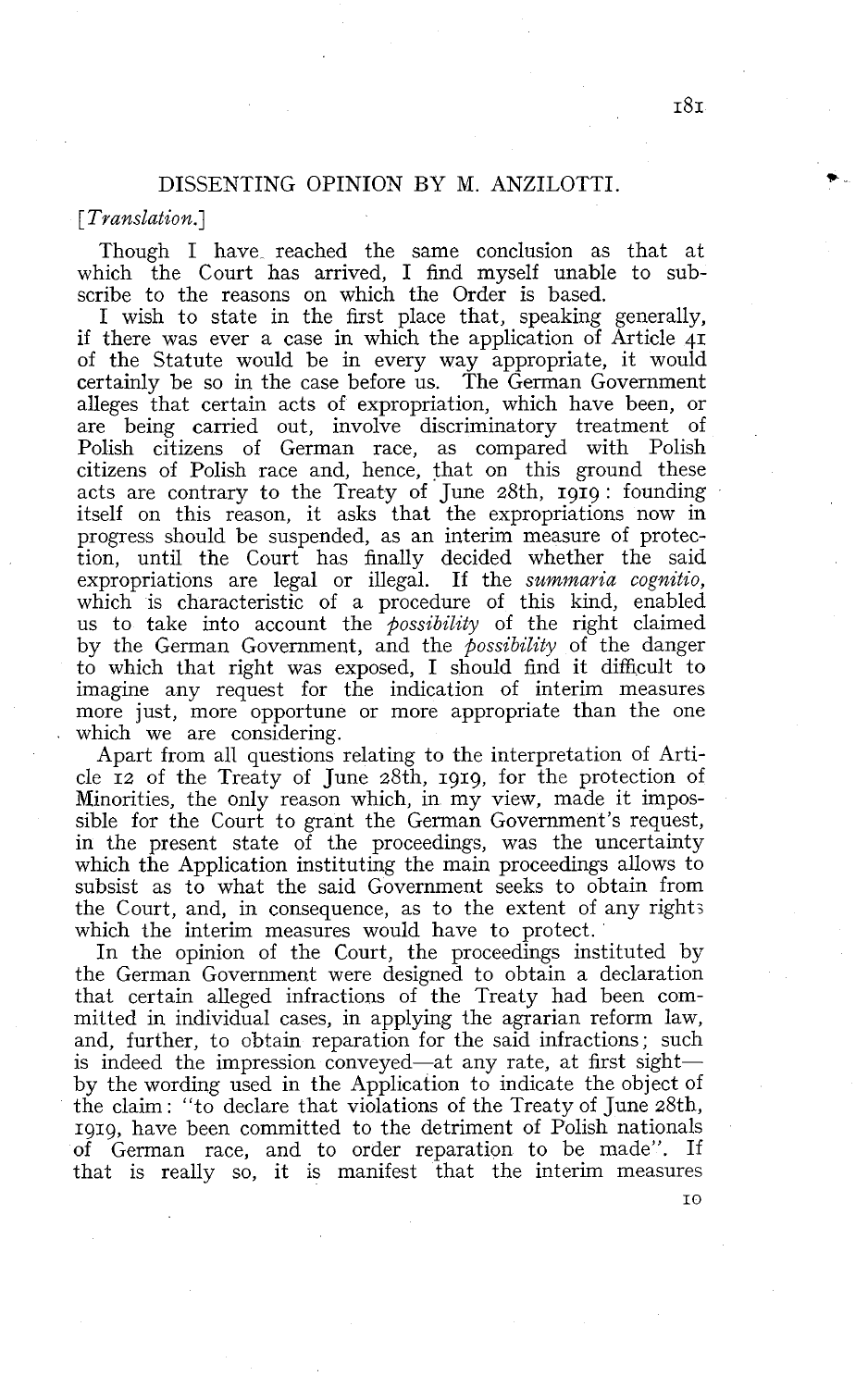## DISSENTING OPINION BY M. ANZILOTTI.

*[Translation.]*

Though I have reached the same conclusion as that at which the Court has arrived, I find myself unable to subscribe to the reasons on which the Order is based.

I wish to state in the first place that, speaking generally, if there was ever a case in which the application of Article 41 of the Statute would be in every way appropriate, it would certainly be so in the case before us. The German Government alleges that certain acts of expropriation, which have been, or are being carried out, involve discriminatory treatment of Polish citizens of German race, as compared with Polish citizens of Polish race and, hence, that on this ground these acts are contrary to the Treaty of June 28th, 1919: founding itself on this reason, it asks that the expropriations now in progress should be suspended, as an interim measure of protection, until the Court has finally decided whether the said expropriations are legal or illegal. If the *summaria cognitio*, which is characteristic of a procedure of this kind, enabled us to take into account the *possibility* of the right claimed by the German Government, and the *possibility* of the danger to which that right was exposed, I should find it difficult to imagine any request for the indication of interim measures more just, more opportune or more appropriate than the one which we are considering.

Apart from all questions relating to the interpretation of Article 12 of the Treaty of June 28th, 1919, for the protection of Minorities, the only reason which, in my view, made it impossible for the Court to grant the German Government's request, in the present state of the proceedings, was the uncertainty which the Application instituting the main proceedings allows to subsist as to what the said Government seeks to obtain from the Court, and, in consequence, as to the extent of any rights which the interim measures would have to protect.

In the opinion of the Court, the proceedings instituted by the German Government were designed to obtain a declaration that certain alleged infractions of the Treaty had been committed in individual cases, in applying the agrarian reform law, and, further, to obtain reparation for the said infractions; such is indeed the impression conveyed—at any rate, at first sight—by the wording used in the Application to indicate the object of the claim: "to declare that violations of the Treaty of June 28th, 1919, have been committed to the detriment of Polish nationals of German race, and to order reparation to be made". If that is really so, it is manifest that the interim measures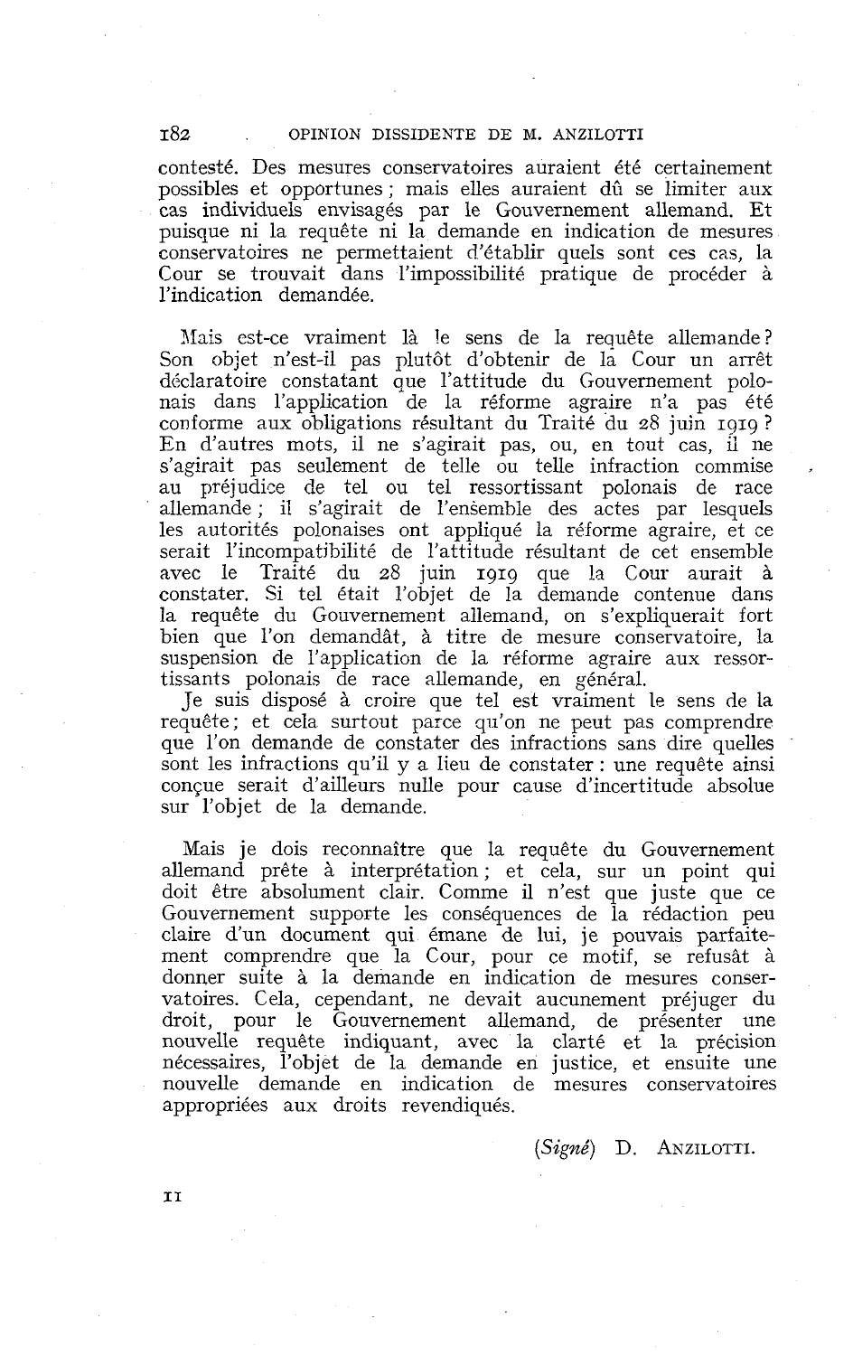contesté. Des mesures conservatoires auraient été certainement possibles et opportunes ; mais elles auraient dû se limiter aux cas individuels envisagés par le Gouvernement allemand. Et puisque ni la requête ni la demande en indication de mesures conservatoires ne permettaient d'établir quels sont ces cas, la Cour se trouvait dans l'impossibilité pratique de procéder à l'indication demandée.

Mais est-ce vraiment là le sens de la requête allemande ? Son objet n'est-il pas plutôt d'obtenir de la Cour un arrêt déclaratoire constatant que l'attitude du Gouvernement polonais dans l'application de la réforme agraire n'a pas été conforme aux obligations résultant du Traité du 28 juin 1919 ? En d'autres mots, il ne s'agirait pas, ou, en tout cas, il ne s'agirait pas seulement de telle ou telle infraction commise au préjudice de tel ou tel ressortissant polonais de race allemande ; il s'agirait de l'ensemble des actes par lesquels les autorités polonaises ont appliqué la réforme agraire, et ce serait l'incompatibilité de l'attitude résultant de cet ensemble avec le Traité du 28 juin 1919 que la Cour aurait à constater. Si tel était l'objet de la demande contenue dans la requête du Gouvernement allemand, on s'expliquerait fort bien que l'on demandât, à titre de mesure conservatoire, la suspension de l'application de la réforme agraire aux ressortissants polonais de race allemande, en général.

Je suis disposé à croire que tel est vraiment le sens de la requête ; et cela surtout parce qu'on ne peut pas comprendre que l'on demande de constater des infractions sans dire quelles sont les infractions qu'il y a lieu de constater : une requête ainsi conçue serait d'ailleurs nulle pour cause d'incertitude absolue sur l'objet de la demande.

Mais je dois reconnaître que la requête du Gouvernement allemand prête à interprétation ; et cela, sur un point qui doit être absolument clair. Comme il n'est que juste que ce Gouvernement supporte les conséquences de la rédaction peu claire d'un document qui émane de lui, je pouvais parfaitement comprendre que la Cour, pour ce motif, se refusât à donner suite à la demande en indication de mesures conservatoires. Cela, cependant, ne devait aucunement préjuger du droit, pour le Gouvernement allemand, de présenter une nouvelle requête indiquant, avec la clarté et la précision nécessaires, l'objet de la demande en justice, et ensuite une nouvelle demande en indication de mesures conservatoires appropriées aux droits revendiqués.

(*Signé*) D. ANZILOTTI.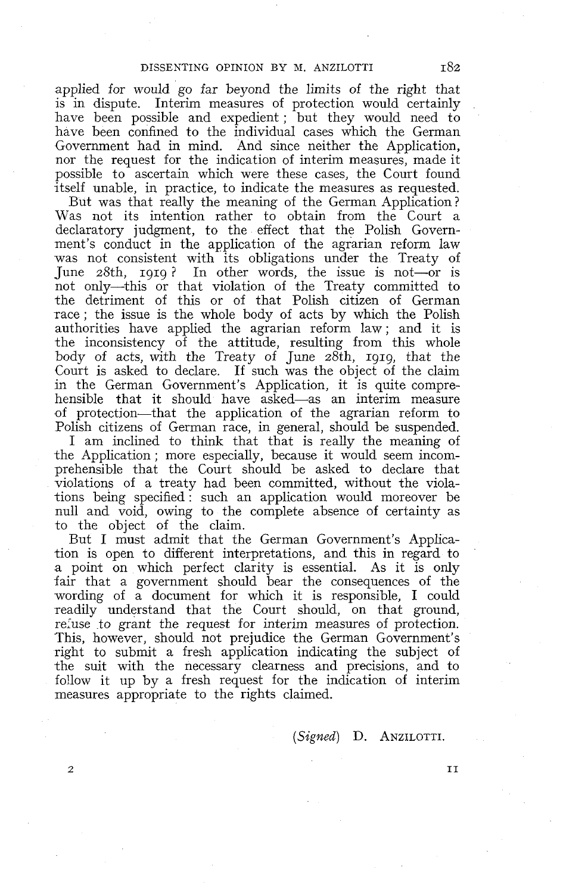applied for would go far beyond the limits of the right that is in dispute. Interim measures of protection would certainly have been possible and expedient; but they would need to have been confined to the individual cases which the German Government had in mind. And since neither the Application, nor the request for the indication of interim measures, made it possible to ascertain which were these cases, the Court found itself unable, in practice, to indicate the measures as requested.

But was that really the meaning of the German Application? Was not its intention rather to obtain from the Court a declaratory judgment, to the effect that the Polish Government's conduct in the application of the agrarian reform law was not consistent with its obligations under the Treaty of June 28th, 1919? In other words, the issue is not—or is not only—this or that violation of the Treaty committed to the detriment of this or of that Polish citizen of German race; the issue is the whole body of acts by which the Polish authorities have applied the agrarian reform law; and it is the inconsistency of the attitude, resulting from this whole body of acts, with the Treaty of June 28th, 1919, that the Court is asked to declare. If such was the object of the claim in the German Government's Application, it is quite comprehensible that it should have asked—as an interim measure of protection—that the application of the agrarian reform to Polish citizens of German race, in general, should be suspended.

I am inclined to think that that is really the meaning of the Application; more especially, because it would seem incomprehensible that the Court should be asked to declare that violations of a treaty had been committed, without the violations being specified: such an application would moreover be null and void, owing to the complete absence of certainty as to the object of the claim.

But I must admit that the German Government's Application is open to different interpretations, and this in regard to a point on which perfect clarity is essential. As it is only fair that a government should bear the consequences of the wording of a document for which it is responsible, I could readily understand that the Court should, on that ground, refuse to grant the request for interim measures of protection. This, however, should not prejudice the German Government's right to submit a fresh application indicating the subject of the suit with the necessary clearness and precisions, and to follow it up by a fresh request for the indication of interim measures appropriate to the rights claimed.

(*Signed*) D. ANZILOTTI.